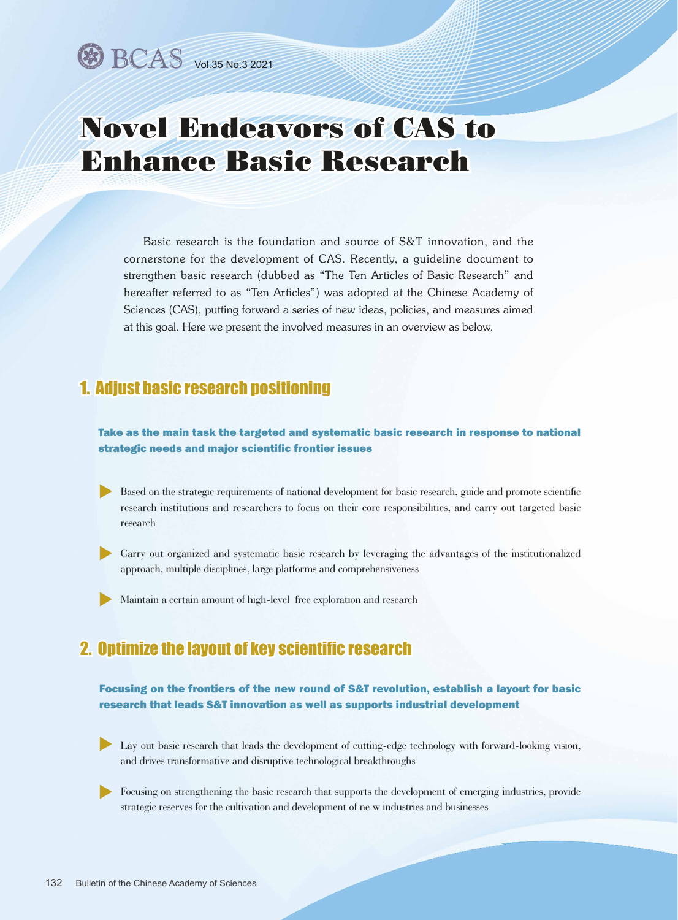# Novel Endeavors of CAS to Enhance Basic Research

Basic research is the foundation and source of S&T innovation, and the cornerstone for the development of CAS. Recently, a guideline document to strengthen basic research (dubbed as "The Ten Articles of Basic Research" and hereafter referred to as "Ten Articles") was adopted at the Chinese Academy of Sciences (CAS), putting forward a series of new ideas, policies, and measures aimed at this goal. Here we present the involved measures in an overview as below.

## 1. Adjust basic research positioning

**Take as the main task the targeted and systematic basic research in response to national strategic needs and major scientific frontier issues**

- Based on the strategic requirements of national development for basic research, guide and promote scientific research institutions and researchers to focus on their core responsibilities, and carry out targeted basic research
- Carry out organized and systematic basic research by leveraging the advantages of the institutionalized approach, multiple disciplines, large platforms and comprehensiveness
- Maintain a certain amount of high-level free exploration and research

## 2. Optimize the layout of key scientific research

**Focusing on the frontiers of the new round of S&T revolution, establish a layout for basic research that leads S&T innovation as well as supports industrial development**

- Lay out basic research that leads the development of cutting-edge technology with forward-looking vision, and drives transformative and disruptive technological breakthroughs
- Focusing on strengthening the basic research that supports the development of emerging industries, provide strategic reserves for the cultivation and development of ne w industries and businesses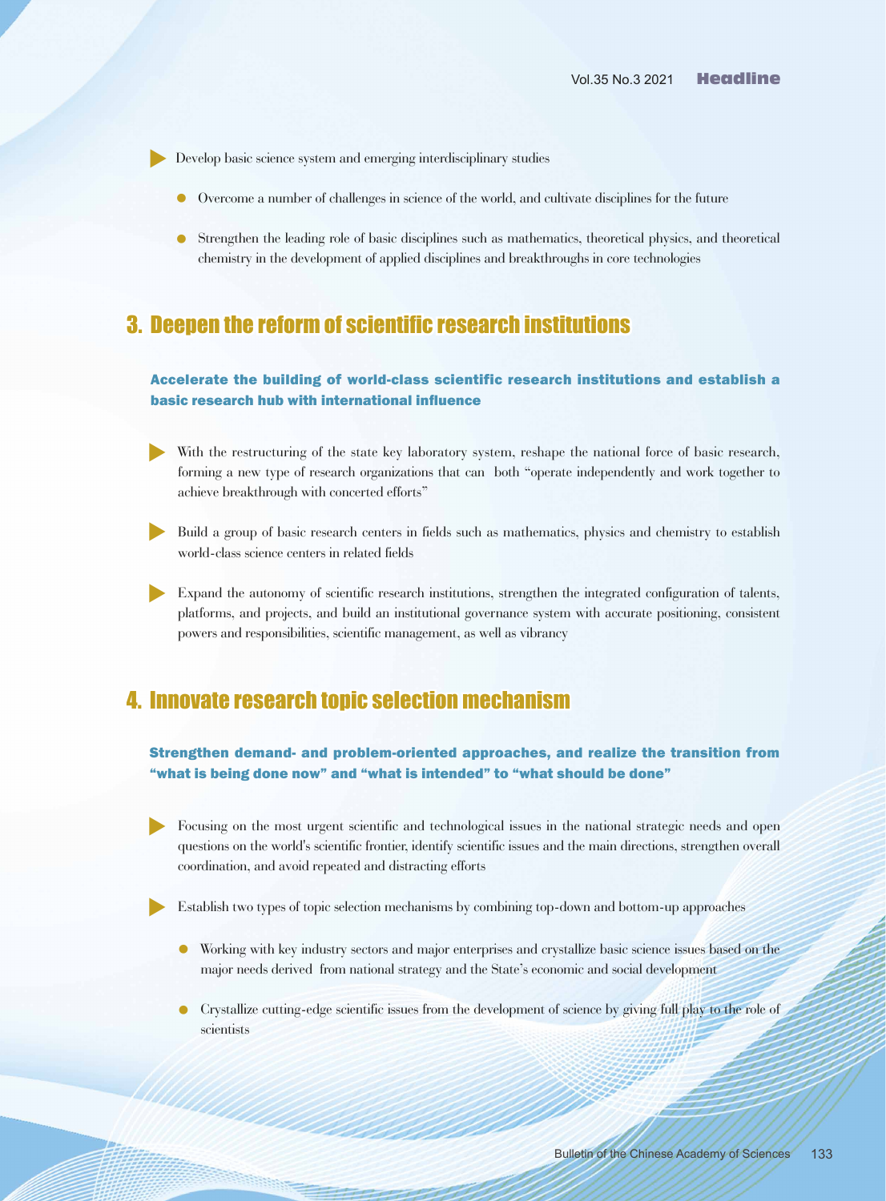- Develop basic science system and emerging interdisciplinary studies
  - Overcome a number of challenges in science of the world, and cultivate disciplines for the future
  - Strengthen the leading role of basic disciplines such as mathematics, theoretical physics, and theoretical chemistry in the development of applied disciplines and breakthroughs in core technologies

## 3. Deepen the reform of scientific research institutions

### Accelerate the building of world-class scientific research institutions and establish a basic research hub with international influence

- With the restructuring of the state key laboratory system, reshape the national force of basic research, forming a new type of research organizations that can both "operate independently and work together to achieve breakthrough with concerted efforts"
- Build a group of basic research centers in fields such as mathematics, physics and chemistry to establish world-class science centers in related fields
- Expand the autonomy of scientific research institutions, strengthen the integrated configuration of talents, platforms, and projects, and build an institutional governance system with accurate positioning, consistent powers and responsibilities, scientific management, as well as vibrancy

## 4. Innovate research topic selection mechanism

### Strengthen demand- and problem-oriented approaches, and realize the transition from "what is being done now" and "what is intended" to "what should be done"

- Focusing on the most urgent scientific and technological issues in the national strategic needs and open questions on the world's scientific frontier, identify scientific issues and the main directions, strengthen overall coordination, and avoid repeated and distracting efforts
- Establish two types of topic selection mechanisms by combining top-down and bottom-up approaches
  - Working with key industry sectors and major enterprises and crystallize basic science issues based on the major needs derived from national strategy and the State's economic and social development
  - Crystallize cutting-edge scientific issues from the development of science by giving full play to the role of scientists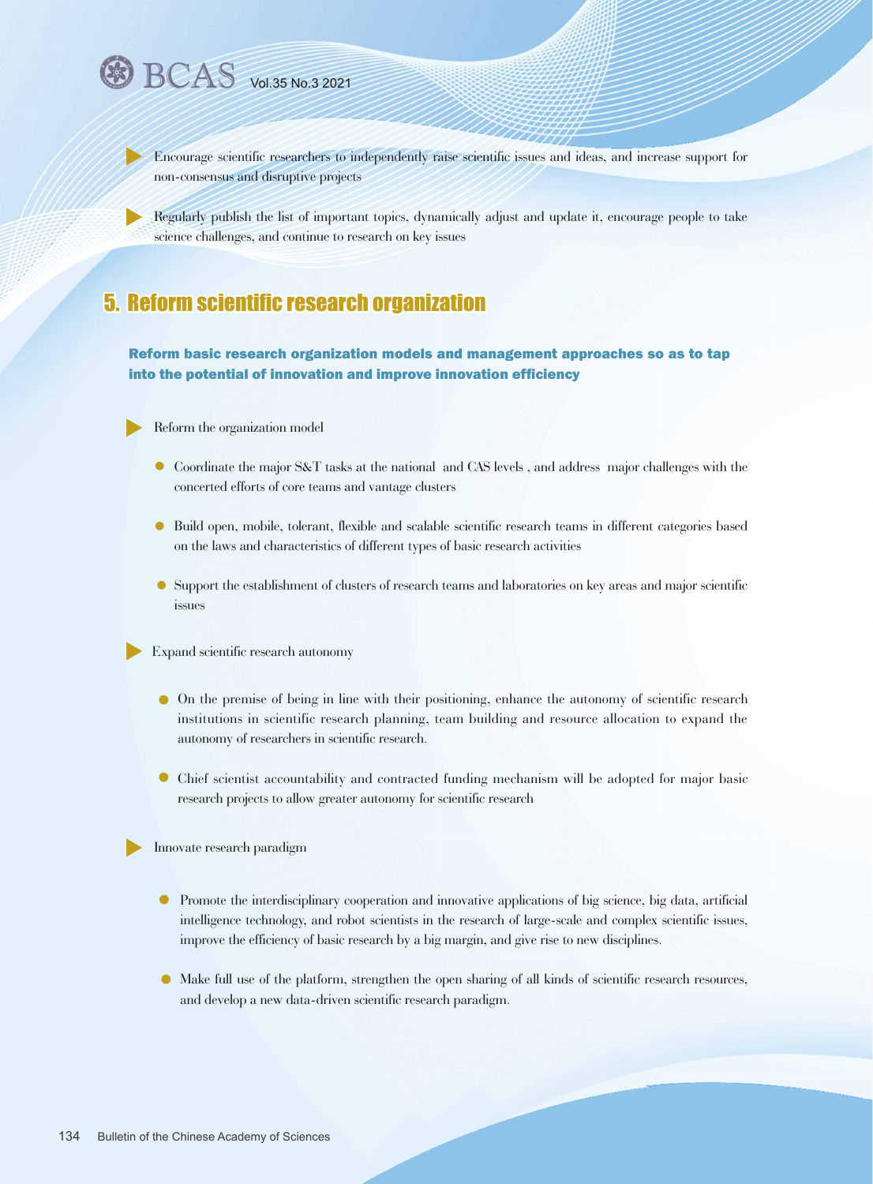- Encourage scientific researchers to independently raise scientific issues and ideas, and increase support for non-consensus and disruptive projects

- Regularly publish the list of important topics, dynamically adjust and update it, encourage people to take science challenges, and continue to research on key issues

## 5. Reform scientific research organization

### Reform basic research organization models and management approaches so as to tap into the potential of innovation and improve innovation efficiency

- Reform the organization model

  - Coordinate the major S&T tasks at the national and CAS levels , and address major challenges with the concerted efforts of core teams and vantage clusters

  - Build open, mobile, tolerant, flexible and scalable scientific research teams in different categories based on the laws and characteristics of different types of basic research activities

  - Support the establishment of clusters of research teams and laboratories on key areas and major scientific issues

- Expand scientific research autonomy

  - On the premise of being in line with their positioning, enhance the autonomy of scientific research institutions in scientific research planning, team building and resource allocation to expand the autonomy of researchers in scientific research.

  - Chief scientist accountability and contracted funding mechanism will be adopted for major basic research projects to allow greater autonomy for scientific research

- Innovate research paradigm

  - Promote the interdisciplinary cooperation and innovative applications of big science, big data, artificial intelligence technology, and robot scientists in the research of large-scale and complex scientific issues, improve the efficiency of basic research by a big margin, and give rise to new disciplines.

  - Make full use of the platform, strengthen the open sharing of all kinds of scientific research resources, and develop a new data-driven scientific research paradigm.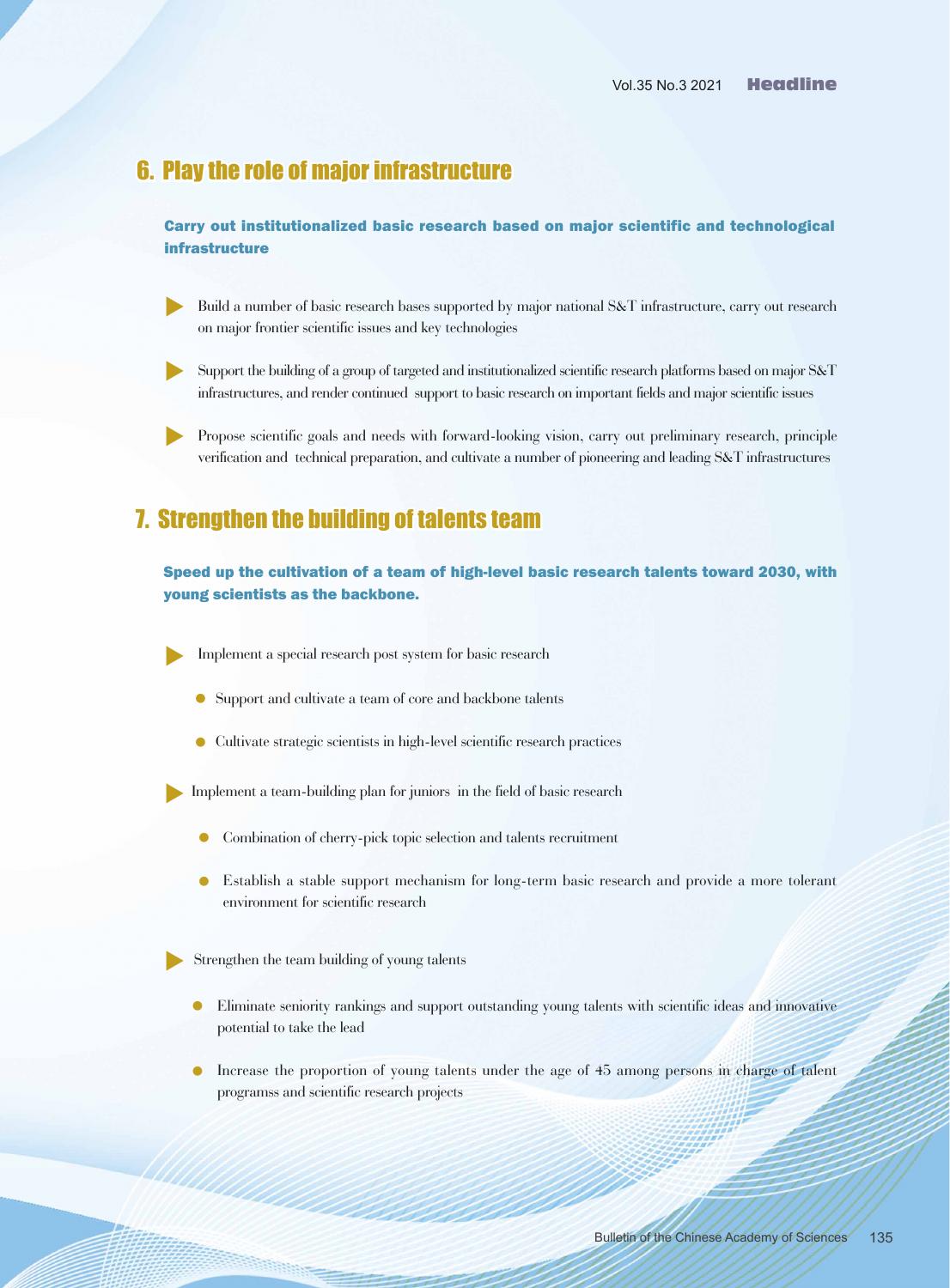## 6. Play the role of major infrastructure

**Carry out institutionalized basic research based on major scientific and technological infrastructure**

- Build a number of basic research bases supported by major national S&T infrastructure, carry out research on major frontier scientific issues and key technologies
- Support the building of a group of targeted and institutionalized scientific research platforms based on major S&T infrastructures, and render continued support to basic research on important fields and major scientific issues
- Propose scientific goals and needs with forward-looking vision, carry out preliminary research, principle verification and technical preparation, and cultivate a number of pioneering and leading S&T infrastructures

## 7. Strengthen the building of talents team

**Speed up the cultivation of a team of high-level basic research talents toward 2030, with young scientists as the backbone.**

- Implement a special research post system for basic research
  - Support and cultivate a team of core and backbone talents
  - Cultivate strategic scientists in high-level scientific research practices
- Implement a team-building plan for juniors in the field of basic research
  - Combination of cherry-pick topic selection and talents recruitment
  - Establish a stable support mechanism for long-term basic research and provide a more tolerant environment for scientific research
- Strengthen the team building of young talents
  - Eliminate seniority rankings and support outstanding young talents with scientific ideas and innovative potential to take the lead
  - Increase the proportion of young talents under the age of 45 among persons in charge of talent programss and scientific research projects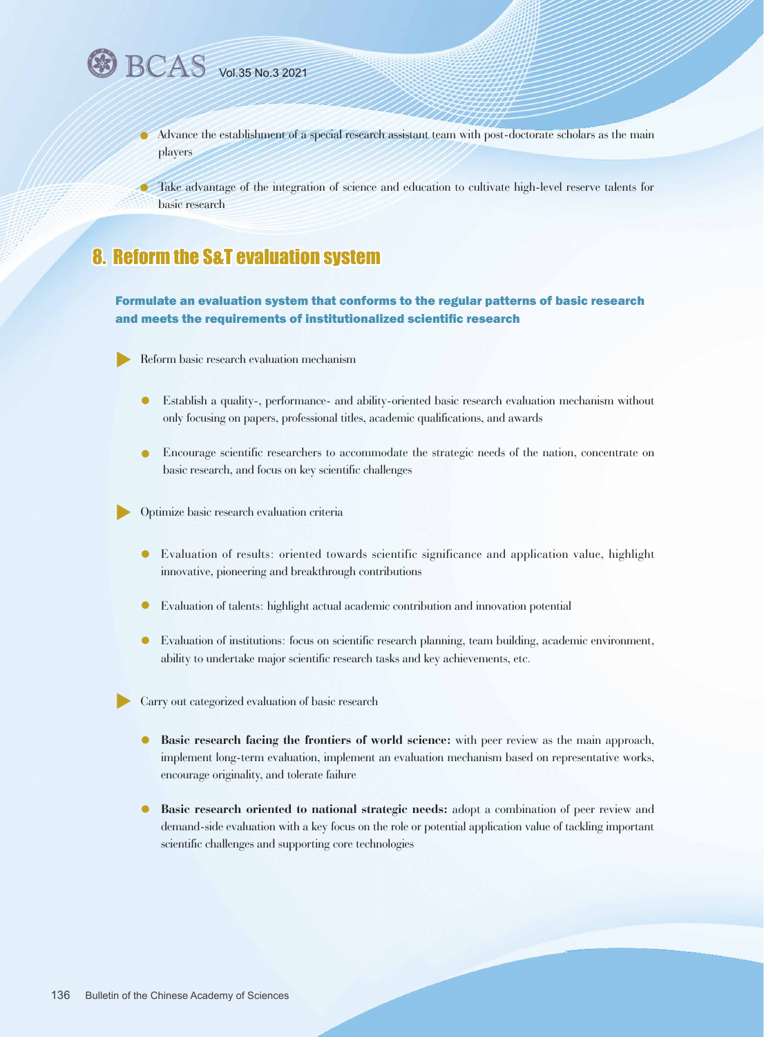- Advance the establishment of a special research assistant team with post-doctorate scholars as the main players
- Take advantage of the integration of science and education to cultivate high-level reserve talents for basic research

## 8. Reform the S&T evaluation system

### Formulate an evaluation system that conforms to the regular patterns of basic research and meets the requirements of institutionalized scientific research

- Reform basic research evaluation mechanism
  - Establish a quality-, performance- and ability-oriented basic research evaluation mechanism without only focusing on papers, professional titles, academic qualifications, and awards
  - Encourage scientific researchers to accommodate the strategic needs of the nation, concentrate on basic research, and focus on key scientific challenges
- Optimize basic research evaluation criteria
  - Evaluation of results: oriented towards scientific significance and application value, highlight innovative, pioneering and breakthrough contributions
  - Evaluation of talents: highlight actual academic contribution and innovation potential
  - Evaluation of institutions: focus on scientific research planning, team building, academic environment, ability to undertake major scientific research tasks and key achievements, etc.
- Carry out categorized evaluation of basic research
  - **Basic research facing the frontiers of world science:** with peer review as the main approach, implement long-term evaluation, implement an evaluation mechanism based on representative works, encourage originality, and tolerate failure
  - **Basic research oriented to national strategic needs:** adopt a combination of peer review and demand-side evaluation with a key focus on the role or potential application value of tackling important scientific challenges and supporting core technologies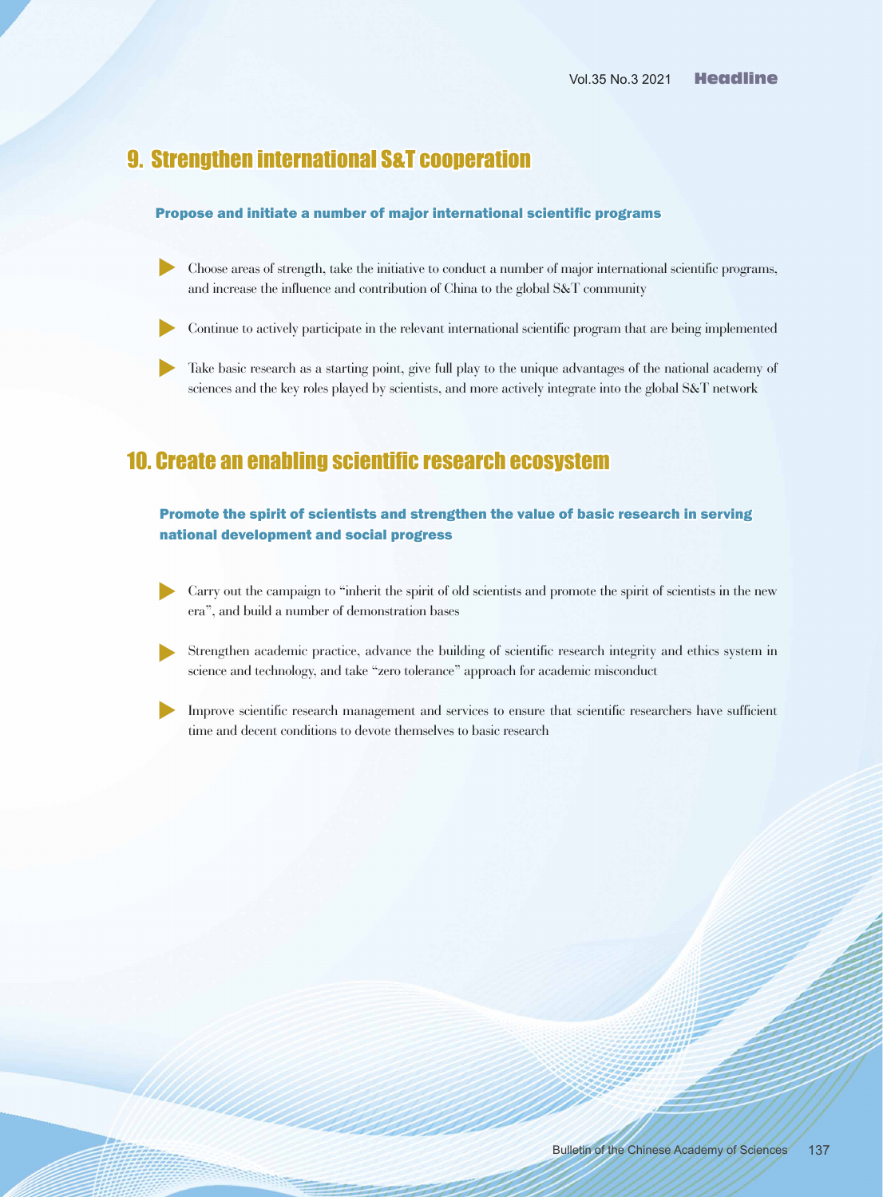## 9. Strengthen international S&T cooperation

### Propose and initiate a number of major international scientific programs

- Choose areas of strength, take the initiative to conduct a number of major international scientific programs, and increase the influence and contribution of China to the global S&T community
- Continue to actively participate in the relevant international scientific program that are being implemented
- Take basic research as a starting point, give full play to the unique advantages of the national academy of sciences and the key roles played by scientists, and more actively integrate into the global S&T network

## 10. Create an enabling scientific research ecosystem

### Promote the spirit of scientists and strengthen the value of basic research in serving national development and social progress

- Carry out the campaign to "inherit the spirit of old scientists and promote the spirit of scientists in the new era", and build a number of demonstration bases
- Strengthen academic practice, advance the building of scientific research integrity and ethics system in science and technology, and take "zero tolerance" approach for academic misconduct
- Improve scientific research management and services to ensure that scientific researchers have sufficient time and decent conditions to devote themselves to basic research